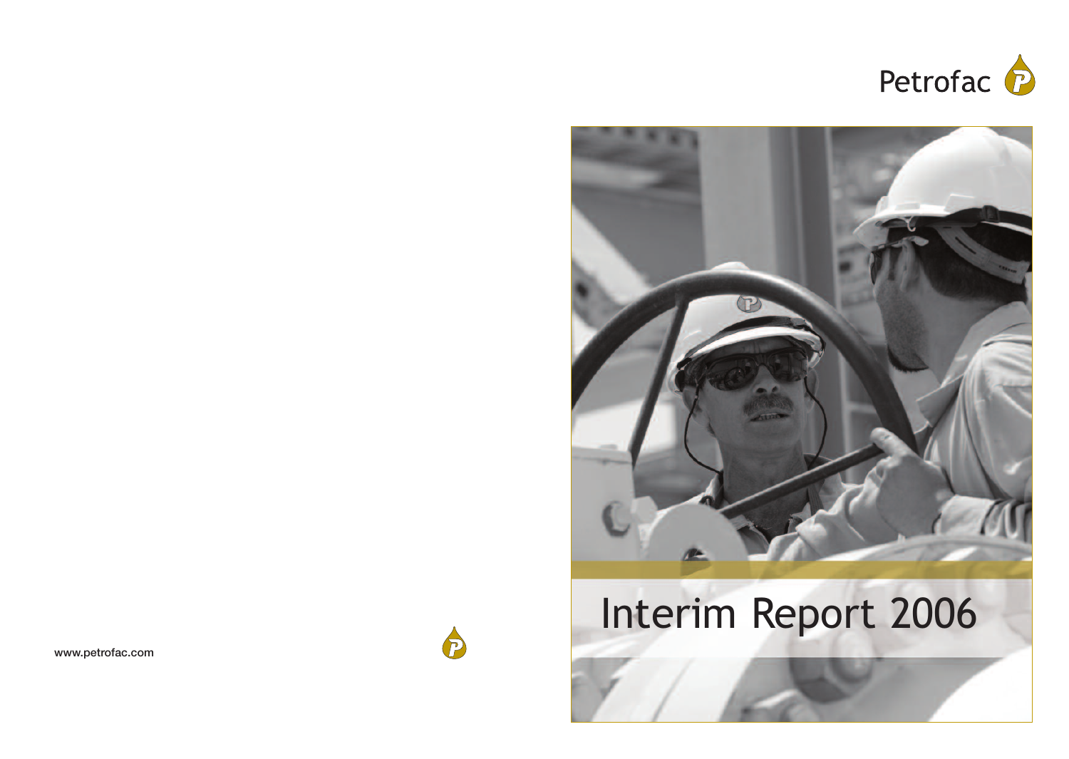Petrofac

# Interim Report 2006

www.petrofac.com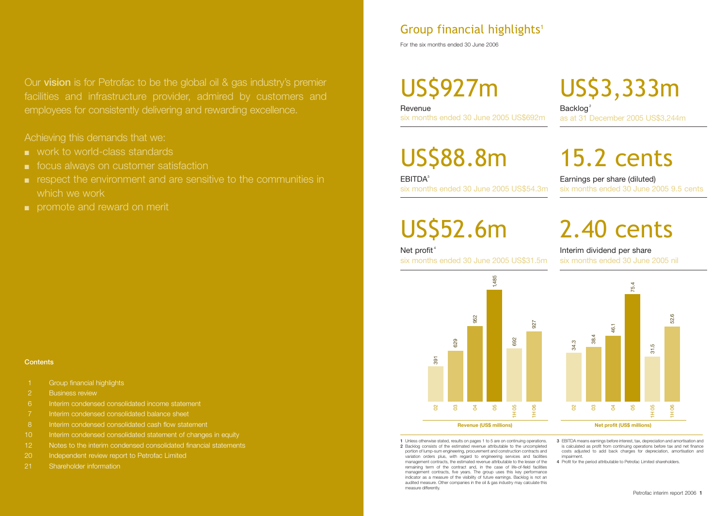Our **vision** is for Petrofac to be the global oil & gas industry's premier facilities and infrastructure provider, admired by customers and employees for consistently delivering and rewarding excellence.

Achieving this demands that we:

- work to world-class standards
- focus always on customer satisfaction
- respect the environment and are sensitive to the communities in which we work
- promote and reward on merit

**Contents**

| | |
|---|---|
| 1 | Group financial highlights |
| 2 | Business review |
| 6 | Interim condensed consolidated income statement |
| 7 | Interim condensed consolidated balance sheet |
| 8 | Interim condensed consolidated cash flow statement |
| 10 | Interim condensed consolidated statement of changes in equity |
| 12 | Notes to the interim condensed consolidated financial statements |
| 20 | Independent review report to Petrofac Limited |
| 21 | Shareholder information |

## Group financial highlights[1]

For the six months ended 30 June 2006

# US$927m

Revenue
six months ended 30 June 2005 US$692m

# US$3,333m

Backlog[2]
as at 31 December 2005 US$3,244m

# US$88.8m

EBITDA[3]
six months ended 30 June 2005 US$54.3m

# 15.2 cents

Earnings per share (diluted)
six months ended 30 June 2005 9.5 cents

# US$52.6m

Net profit[4]
six months ended 30 June 2005 US$31.5m

# 2.40 cents

Interim dividend per share
six months ended 30 June 2005 nil

**Revenue (US$ millions)**

| 02 | 03 | 04 | 05 | 1H 05 | 1H 06 |
|---|---|---|---|---|---|
| 391 | 629 | 952 | 1,485 | 692 | 927 |

**Net profit (US$ millions)**

| 02 | 03 | 04 | 05 | 1H 05 | 1H 06 |
|---|---|---|---|---|---|
| 34.3 | 38.4 | 46.1 | 75.4 | 31.5 | 52.6 |

1 Unless otherwise stated, results on pages 1 to 5 are on continuing operations.

2 Backlog consists of the estimated revenue attributable to the uncompleted portion of lump-sum engineering, procurement and construction contracts and variation orders plus, with regard to engineering services and facilities management contracts, the estimated revenue attributable to the lesser of the remaining term of the contract and, in the case of life-of-field facilities management contracts, five years. The group uses this key performance indicator as a measure of the visibility of future earnings. Backlog is not an audited measure. Other companies in the oil & gas industry may calculate this measure differently.

3 EBITDA means earnings before interest, tax, depreciation and amortisation and is calculated as profit from continuing operations before tax and net finance costs adjusted to add back charges for depreciation, amortisation and impairment.

4 Profit for the period attributable to Petrofac Limited shareholders.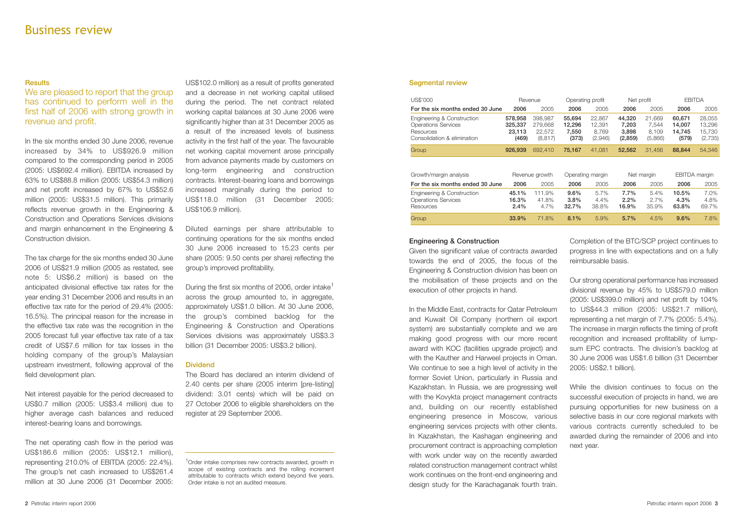# Business review

## Results

We are pleased to report that the group has continued to perform well in the first half of 2006 with strong growth in revenue and profit.

In the six months ended 30 June 2006, revenue increased by 34% to US$926.9 million compared to the corresponding period in 2005 (2005: US$692.4 million). EBITDA increased by 63% to US$88.8 million (2005: US$54.3 million) and net profit increased by 67% to US$52.6 million (2005: US$31.5 million). This primarily reflects revenue growth in the Engineering & Construction and Operations Services divisions and margin enhancement in the Engineering & Construction division.

The tax charge for the six months ended 30 June 2006 of US$21.9 million (2005 as restated, see note 5: US$6.2 million) is based on the anticipated divisional effective tax rates for the year ending 31 December 2006 and results in an effective tax rate for the period of 29.4% (2005: 16.5%). The principal reason for the increase in the effective tax rate was the recognition in the 2005 forecast full year effective tax rate of a tax credit of US$7.6 million for tax losses in the holding company of the group's Malaysian upstream investment, following approval of the field development plan.

Net interest payable for the period decreased to US$0.7 million (2005: US$3.4 million) due to higher average cash balances and reduced interest-bearing loans and borrowings.

The net operating cash flow in the period was US$186.6 million (2005: US$12.1 million), representing 210.0% of EBITDA (2005: 22.4%). The group's net cash increased to US$261.4 million at 30 June 2006 (31 December 2005: US$102.0 million) as a result of profits generated and a decrease in net working capital utilised during the period. The net contract related working capital balances at 30 June 2006 were significantly higher than at 31 December 2005 as a result of the increased levels of business activity in the first half of the year. The favourable net working capital movement arose principally from advance payments made by customers on long-term engineering and construction contracts. Interest-bearing loans and borrowings increased marginally during the period to US$118.0 million (31 December 2005: US$106.9 million).

Diluted earnings per share attributable to continuing operations for the six months ended 30 June 2006 increased to 15.23 cents per share (2005: 9.50 cents per share) reflecting the group's improved profitability.

During the first six months of 2006, order intake[1] across the group amounted to, in aggregate, approximately US$1.0 billion. At 30 June 2006, the group's combined backlog for the Engineering & Construction and Operations Services divisions was approximately US$3.3 billion (31 December 2005: US$3.2 billion).

## Dividend

The Board has declared an interim dividend of 2.40 cents per share (2005 interim [pre-listing] dividend: 3.01 cents) which will be paid on 27 October 2006 to eligible shareholders on the register at 29 September 2006.

[1] Order intake comprises new contracts awarded, growth in scope of existing contracts and the rolling increment attributable to contracts which extend beyond five years. Order intake is not an audited measure.

## Segmental review

| US$'000 | Revenue | | Operating profit | | Net profit | | EBITDA | |
|---|---|---|---|---|---|---|---|---|
| For the six months ended 30 June | 2006 | 2005 | 2006 | 2005 | 2006 | 2005 | 2006 | 2005 |
| Engineering & Construction | **578,958** | 398,987 | **55,694** | 22,867 | **44,320** | 21,669 | **60,671** | 28,055 |
| Operations Services | **325,337** | 279,668 | **12,296** | 12,391 | **7,203** | 7,544 | **14,007** | 13,296 |
| Resources | **23,113** | 22,572 | **7,550** | 8,769 | **3,898** | 8,109 | **14,745** | 15,730 |
| Consolidation & elimination | **(469)** | (8,817) | **(373)** | (2,946) | **(2,859)** | (5,866) | **(579)** | (2,735) |
| Group | **926,939** | 692,410 | **75,167** | 41,081 | **52,562** | 31,456 | **88,844** | 54,346 |

| Growth/margin analysis | Revenue growth | | Operating margin | | Net margin | | EBITDA margin | |
|---|---|---|---|---|---|---|---|---|
| For the six months ended 30 June | 2006 | 2005 | 2006 | 2005 | 2006 | 2005 | 2006 | 2005 |
| Engineering & Construction | **45.1%** | 111.9% | **9.6%** | 5.7% | **7.7%** | 5.4% | **10.5%** | 7.0% |
| Operations Services | **16.3%** | 41.8% | **3.8%** | 4.4% | **2.2%** | 2.7% | **4.3%** | 4.8% |
| Resources | **2.4%** | 4.7% | **32.7%** | 38.8% | **16.9%** | 35.9% | **63.8%** | 69.7% |
| Group | **33.9%** | 71.8% | **8.1%** | 5.9% | **5.7%** | 4.5% | **9.6%** | 7.8% |

### Engineering & Construction

Given the significant value of contracts awarded towards the end of 2005, the focus of the Engineering & Construction division has been on the mobilisation of these projects and on the execution of other projects in hand.

In the Middle East, contracts for Qatar Petroleum and Kuwait Oil Company (northern oil export system) are substantially complete and we are making good progress with our more recent award with KOC (facilities upgrade project) and with the Kauther and Harweel projects in Oman. We continue to see a high level of activity in the former Soviet Union, particularly in Russia and Kazakhstan. In Russia, we are progressing well with the Kovykta project management contracts and, building on our recently established engineering presence in Moscow, various engineering services projects with other clients. In Kazakhstan, the Kashagan engineering and procurement contract is approaching completion with work under way on the recently awarded related construction management contract whilst work continues on the front-end engineering and design study for the Karachaganak fourth train.

Completion of the BTC/SCP project continues to progress in line with expectations and on a fully reimbursable basis.

Our strong operational performance has increased divisional revenue by 45% to US$579.0 million (2005: US$399.0 million) and net profit by 104% to US$44.3 million (2005: US$21.7 million), representing a net margin of 7.7% (2005: 5.4%). The increase in margin reflects the timing of profit recognition and increased profitability of lump-sum EPC contracts. The division's backlog at 30 June 2006 was US$1.6 billion (31 December 2005: US$2.1 billion).

While the division continues to focus on the successful execution of projects in hand, we are pursuing opportunities for new business on a selective basis in our core regional markets with various contracts currently scheduled to be awarded during the remainder of 2006 and into next year.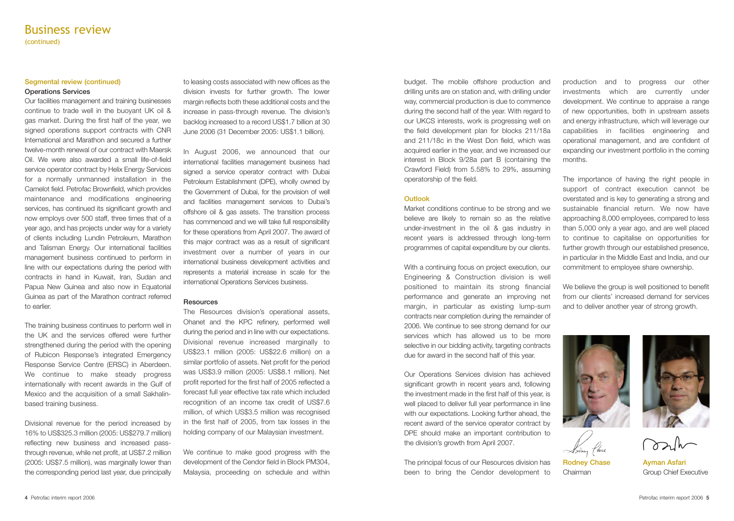# Business review
(continued)

### Segmental review (continued)

#### Operations Services

Our facilities management and training businesses continue to trade well in the buoyant UK oil & gas market. During the first half of the year, we signed operations support contracts with CNR International and Marathon and secured a further twelve-month renewal of our contract with Maersk Oil. We were also awarded a small life-of-field service operator contract by Helix Energy Services for a normally unmanned installation in the Camelot field. Petrofac Brownfield, which provides maintenance and modifications engineering services, has continued its significant growth and now employs over 500 staff, three times that of a year ago, and has projects under way for a variety of clients including Lundin Petroleum, Marathon and Talisman Energy. Our international facilities management business continued to perform in line with our expectations during the period with contracts in hand in Kuwait, Iran, Sudan and Papua New Guinea and also now in Equatorial Guinea as part of the Marathon contract referred to earlier.

The training business continues to perform well in the UK and the services offered were further strengthened during the period with the opening of Rubicon Response's integrated Emergency Response Service Centre (ERSC) in Aberdeen. We continue to make steady progress internationally with recent awards in the Gulf of Mexico and the acquisition of a small Sakhalin-based training business.

Divisional revenue for the period increased by 16% to US$325.3 million (2005: US$279.7 million) reflecting new business and increased pass-through revenue, while net profit, at US$7.2 million (2005: US$7.5 million), was marginally lower than the corresponding period last year, due principally to leasing costs associated with new offices as the division invests for further growth. The lower margin reflects both these additional costs and the increase in pass-through revenue. The division's backlog increased to a record US$1.7 billion at 30 June 2006 (31 December 2005: US$1.1 billion).

In August 2006, we announced that our international facilities management business had signed a service operator contract with Dubai Petroleum Establishment (DPE), wholly owned by the Government of Dubai, for the provision of well and facilities management services to Dubai's offshore oil & gas assets. The transition process has commenced and we will take full responsibility for these operations from April 2007. The award of this major contract was as a result of significant investment over a number of years in our international business development activities and represents a material increase in scale for the international Operations Services business.

#### Resources

The Resources division's operational assets, Ohanet and the KPC refinery, performed well during the period and in line with our expectations. Divisional revenue increased marginally to US$23.1 million (2005: US$22.6 million) on a similar portfolio of assets. Net profit for the period was US$3.9 million (2005: US$8.1 million). Net profit reported for the first half of 2005 reflected a forecast full year effective tax rate which included recognition of an income tax credit of US$7.6 million, of which US$3.5 million was recognised in the first half of 2005, from tax losses in the holding company of our Malaysian investment.

We continue to make good progress with the development of the Cendor field in Block PM304, Malaysia, proceeding on schedule and within budget. The mobile offshore production and drilling units are on station and, with drilling under way, commercial production is due to commence during the second half of the year. With regard to our UKCS interests, work is progressing well on the field development plan for blocks 211/18a and 211/18c in the West Don field, which was acquired earlier in the year, and we increased our interest in Block 9/28a part B (containing the Crawford Field) from 5.58% to 29%, assuming operatorship of the field.

### Outlook

Market conditions continue to be strong and we believe are likely to remain so as the relative under-investment in the oil & gas industry in recent years is addressed through long-term programmes of capital expenditure by our clients.

With a continuing focus on project execution, our Engineering & Construction division is well positioned to maintain its strong financial performance and generate an improving net margin, in particular as existing lump-sum contracts near completion during the remainder of 2006. We continue to see strong demand for our services which has allowed us to be more selective in our bidding activity, targeting contracts due for award in the second half of this year.

Our Operations Services division has achieved significant growth in recent years and, following the investment made in the first half of this year, is well placed to deliver full year performance in line with our expectations. Looking further ahead, the recent award of the service operator contract by DPE should make an important contribution to the division's growth from April 2007.

The principal focus of our Resources division has been to bring the Cendor development to production and to progress our other investments which are currently under development. We continue to appraise a range of new opportunities, both in upstream assets and energy infrastructure, which will leverage our capabilities in facilities engineering and operational management, and are confident of expanding our investment portfolio in the coming months.

The importance of having the right people in support of contract execution cannot be overstated and is key to generating a strong and sustainable financial return. We now have approaching 8,000 employees, compared to less than 5,000 only a year ago, and are well placed to continue to capitalise on opportunities for further growth through our established presence, in particular in the Middle East and India, and our commitment to employee share ownership.

We believe the group is well positioned to benefit from our clients' increased demand for services and to deliver another year of strong growth.

**Rodney Chase**
Chairman

**Ayman Asfari**
Group Chief Executive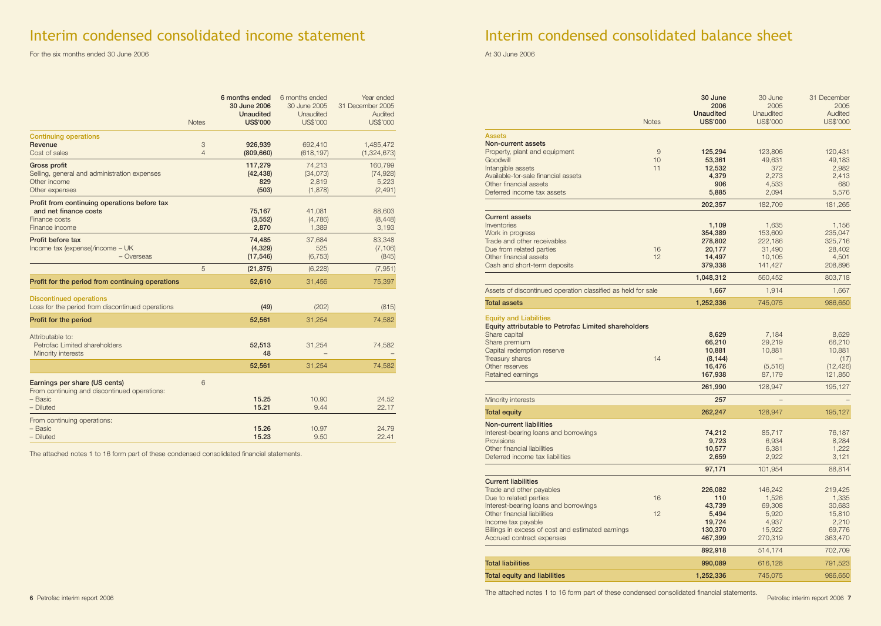# Interim condensed consolidated income statement

For the six months ended 30 June 2006

| | Notes | 6 months ended 30 June 2006 Unaudited US$'000 | 6 months ended 30 June 2005 Unaudited US$'000 | Year ended 31 December 2005 Audited US$'000 |
|---|---|---|---|---|
| **Continuing operations** | | | | |
| **Revenue** | 3 | **926,939** | 692,410 | 1,485,472 |
| Cost of sales | 4 | **(809,660)** | (618,197) | (1,324,673) |
| **Gross profit** | | **117,279** | 74,213 | 160,799 |
| Selling, general and administration expenses | | **(42,438)** | (34,073) | (74,928) |
| Other income | | **829** | 2,819 | 5,223 |
| Other expenses | | **(503)** | (1,878) | (2,491) |
| **Profit from continuing operations before tax and net finance costs** | | **75,167** | 41,081 | 88,603 |
| Finance costs | | **(3,552)** | (4,786) | (8,448) |
| Finance income | | **2,870** | 1,389 | 3,193 |
| **Profit before tax** | | **74,485** | 37,684 | 83,348 |
| Income tax (expense)/income – UK | | **(4,329)** | 525 | (7,106) |
| – Overseas | | **(17,546)** | (6,753) | (845) |
| | 5 | **(21,875)** | (6,228) | (7,951) |
| **Profit for the period from continuing operations** | | **52,610** | 31,456 | 75,397 |
| **Discontinued operations** | | | | |
| Loss for the period from discontinued operations | | **(49)** | (202) | (815) |
| **Profit for the period** | | **52,561** | 31,254 | 74,582 |
| Attributable to: | | | | |
| Petrofac Limited shareholders | | **52,513** | 31,254 | 74,582 |
| Minority interests | | **48** | – | – |
| | | **52,561** | 31,254 | 74,582 |
| **Earnings per share (US cents)** | 6 | | | |
| From continuing and discontinued operations: | | | | |
| – Basic | | **15.25** | 10.90 | 24.52 |
| – Diluted | | **15.21** | 9.44 | 22.17 |
| From continuing operations: | | | | |
| – Basic | | **15.26** | 10.97 | 24.79 |
| – Diluted | | **15.23** | 9.50 | 22.41 |

The attached notes 1 to 16 form part of these condensed consolidated financial statements.

# Interim condensed consolidated balance sheet

At 30 June 2006

| | Notes | 30 June 2006 Unaudited US$'000 | 30 June 2005 Unaudited US$'000 | 31 December 2005 Audited US$'000 |
|---|---|---|---|---|
| **Assets** | | | | |
| **Non-current assets** | | | | |
| Property, plant and equipment | 9 | **125,294** | 123,806 | 120,431 |
| Goodwill | 10 | **53,361** | 49,631 | 49,183 |
| Intangible assets | 11 | **12,532** | 372 | 2,982 |
| Available-for-sale financial assets | | **4,379** | 2,273 | 2,413 |
| Other financial assets | | **906** | 4,533 | 680 |
| Deferred income tax assets | | **5,885** | 2,094 | 5,576 |
| | | **202,357** | 182,709 | 181,265 |
| **Current assets** | | | | |
| Inventories | | **1,109** | 1,635 | 1,156 |
| Work in progress | | **354,389** | 153,609 | 235,047 |
| Trade and other receivables | | **278,802** | 222,186 | 325,716 |
| Due from related parties | 16 | **20,177** | 31,490 | 28,402 |
| Other financial assets | 12 | **14,497** | 10,105 | 4,501 |
| Cash and short-term deposits | | **379,338** | 141,427 | 208,896 |
| | | **1,048,312** | 560,452 | 803,718 |
| Assets of discontinued operation classified as held for sale | | **1,667** | 1,914 | 1,667 |
| **Total assets** | | **1,252,336** | 745,075 | 986,650 |
| **Equity and Liabilities** | | | | |
| **Equity attributable to Petrofac Limited shareholders** | | | | |
| Share capital | | **8,629** | 7,184 | 8,629 |
| Share premium | | **66,210** | 29,219 | 66,210 |
| Capital redemption reserve | | **10,881** | 10,881 | 10,881 |
| Treasury shares | 14 | **(8,144)** | – | (17) |
| Other reserves | | **16,476** | (5,516) | (12,426) |
| Retained earnings | | **167,938** | 87,179 | 121,850 |
| | | **261,990** | 128,947 | 195,127 |
| Minority interests | | **257** | – | – |
| **Total equity** | | **262,247** | 128,947 | 195,127 |
| **Non-current liabilities** | | | | |
| Interest-bearing loans and borrowings | | **74,212** | 85,717 | 76,187 |
| Provisions | | **9,723** | 6,934 | 8,284 |
| Other financial liabilities | | **10,577** | 6,381 | 1,222 |
| Deferred income tax liabilities | | **2,659** | 2,922 | 3,121 |
| | | **97,171** | 101,954 | 88,814 |
| **Current liabilities** | | | | |
| Trade and other payables | | **226,082** | 146,242 | 219,425 |
| Due to related parties | 16 | **110** | 1,526 | 1,335 |
| Interest-bearing loans and borrowings | | **43,739** | 69,308 | 30,683 |
| Other financial liabilities | 12 | **5,494** | 5,920 | 15,810 |
| Income tax payable | | **19,724** | 4,937 | 2,210 |
| Billings in excess of cost and estimated earnings | | **130,370** | 15,922 | 69,776 |
| Accrued contract expenses | | **467,399** | 270,319 | 363,470 |
| | | **892,918** | 514,174 | 702,709 |
| **Total liabilities** | | **990,089** | 616,128 | 791,523 |
| **Total equity and liabilities** | | **1,252,336** | 745,075 | 986,650 |

The attached notes 1 to 16 form part of these condensed consolidated financial statements.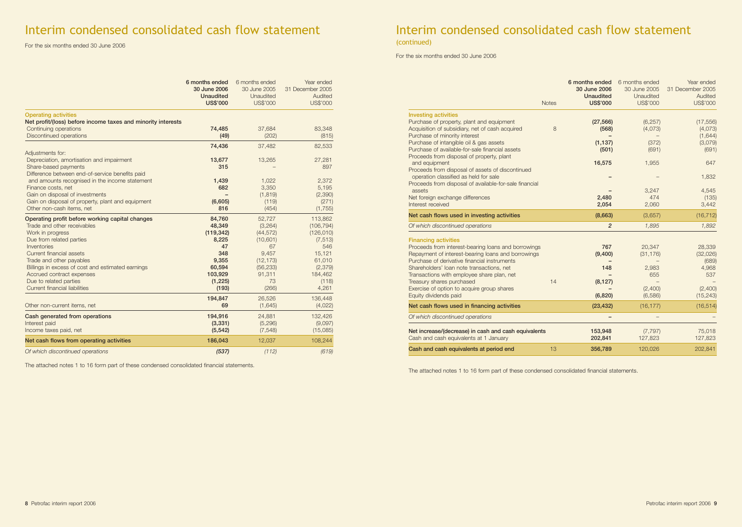# Interim condensed consolidated cash flow statement

For the six months ended 30 June 2006

| | 6 months ended 30 June 2006 Unaudited US$'000 | 6 months ended 30 June 2005 Unaudited US$'000 | Year ended 31 December 2005 Audited US$'000 |
|---|---|---|---|
| **Operating activities** | | | |
| **Net profit/(loss) before income taxes and minority interests** | | | |
| Continuing operations | **74,485** | 37,684 | 83,348 |
| Discontinued operations | **(49)** | (202) | (815) |
| | **74,436** | 37,482 | 82,533 |
| Adjustments for: | | | |
| Depreciation, amortisation and impairment | **13,677** | 13,265 | 27,281 |
| Share-based payments | **315** | – | 897 |
| Difference between end-of-service benefits paid and amounts recognised in the income statement | **1,439** | 1,022 | 2,372 |
| Finance costs, net | **682** | 3,350 | 5,195 |
| Gain on disposal of investments | **–** | (1,819) | (2,390) |
| Gain on disposal of property, plant and equipment | **(6,605)** | (119) | (271) |
| Other non-cash items, net | **816** | (454) | (1,755) |
| **Operating profit before working capital changes** | **84,760** | 52,727 | 113,862 |
| Trade and other receivables | **48,349** | (3,264) | (106,794) |
| Work in progress | **(119,342)** | (44,572) | (126,010) |
| Due from related parties | **8,225** | (10,601) | (7,513) |
| Inventories | **47** | 67 | 546 |
| Current financial assets | **348** | 9,457 | 15,121 |
| Trade and other payables | **9,355** | (12,173) | 61,010 |
| Billings in excess of cost and estimated earnings | **60,594** | (56,233) | (2,379) |
| Accrued contract expenses | **103,929** | 91,311 | 184,462 |
| Due to related parties | **(1,225)** | 73 | (118) |
| Current financial liabilities | **(193)** | (266) | 4,261 |
| | **194,847** | 26,526 | 136,448 |
| Other non-current items, net | **69** | (1,645) | (4,022) |
| **Cash generated from operations** | **194,916** | 24,881 | 132,426 |
| Interest paid | **(3,331)** | (5,296) | (9,097) |
| Income taxes paid, net | **(5,542)** | (7,548) | (15,085) |
| **Net cash flows from operating activities** | **186,043** | 12,037 | 108,244 |
| *Of which discontinued operations* | ***(537)*** | *(112)* | *(619)* |

The attached notes 1 to 16 form part of these condensed consolidated financial statements.

# Interim condensed consolidated cash flow statement (continued)

For the six months ended 30 June 2006

| | Notes | 6 months ended 30 June 2006 Unaudited US$'000 | 6 months ended 30 June 2005 Unaudited US$'000 | Year ended 31 December 2005 Audited US$'000 |
|---|---|---|---|---|
| **Investing activities** | | | | |
| Purchase of property, plant and equipment | | **(27,566)** | (6,257) | (17,556) |
| Acquisition of subsidiary, net of cash acquired | 8 | **(568)** | (4,073) | (4,073) |
| Purchase of minority interest | | **–** | – | (1,644) |
| Purchase of intangible oil & gas assets | | **(1,137)** | (372) | (3,079) |
| Purchase of available-for-sale financial assets | | **(501)** | (691) | (691) |
| Proceeds from disposal of property, plant and equipment | | **16,575** | 1,955 | 647 |
| Proceeds from disposal of assets of discontinued operation classified as held for sale | | **–** | – | 1,832 |
| Proceeds from disposal of available-for-sale financial assets | | **–** | 3,247 | 4,545 |
| Net foreign exchange differences | | **2,480** | 474 | (135) |
| Interest received | | **2,054** | 2,060 | 3,442 |
| **Net cash flows used in investing activities** | | **(8,663)** | (3,657) | (16,712) |
| *Of which discontinued operations* | | ***2*** | *1,895* | *1,892* |
| **Financing activities** | | | | |
| Proceeds from interest-bearing loans and borrowings | | **767** | 20,347 | 28,339 |
| Repayment of interest-bearing loans and borrowings | | **(9,400)** | (31,176) | (32,026) |
| Purchase of derivative financial instruments | | **–** | – | (689) |
| Shareholders' loan note transactions, net | | **148** | 2,983 | 4,968 |
| Transactions with employee share plan, net | | **–** | 655 | 537 |
| Treasury shares purchased | 14 | **(8,127)** | – | – |
| Exercise of option to acquire group shares | | **–** | (2,400) | (2,400) |
| Equity dividends paid | | **(6,820)** | (6,586) | (15,243) |
| **Net cash flows used in financing activities** | | **(23,432)** | (16,177) | (16,514) |
| *Of which discontinued operations* | | **–** | – | – |
| **Net increase/(decrease) in cash and cash equivalents** | | **153,948** | (7,797) | 75,018 |
| Cash and cash equivalents at 1 January | | **202,841** | 127,823 | 127,823 |
| **Cash and cash equivalents at period end** | 13 | **356,789** | 120,026 | 202,841 |

The attached notes 1 to 16 form part of these condensed consolidated financial statements.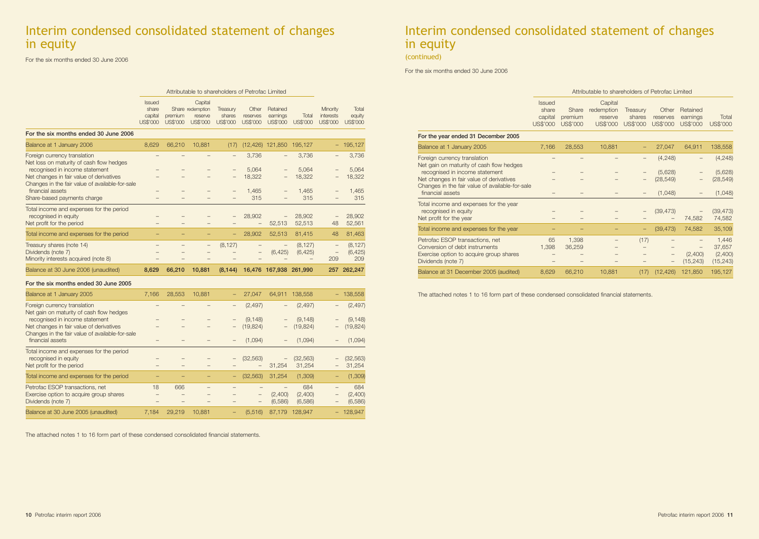# Interim condensed consolidated statement of changes in equity

For the six months ended 30 June 2006

| | Attributable to shareholders of Petrofac Limited | | | | | | | | |
|---|---|---|---|---|---|---|---|---|---|
| | Issued share capital US$'000 | Share premium US$'000 | Capital redemption reserve US$'000 | Treasury shares US$'000 | Other reserves US$'000 | Retained earnings US$'000 | Total US$'000 | Minority interests US$'000 | Total equity US$'000 |
| **For the six months ended 30 June 2006** | | | | | | | | | |
| Balance at 1 January 2006 | 8,629 | 66,210 | 10,881 | (17) | (12,426) | 121,850 | 195,127 | – | 195,127 |
| Foreign currency translation | – | – | – | – | 3,736 | – | 3,736 | – | 3,736 |
| Net loss on maturity of cash flow hedges recognised in income statement | – | – | – | – | 5,064 | – | 5,064 | – | 5,064 |
| Net changes in fair value of derivatives | – | – | – | – | 18,322 | – | 18,322 | – | 18,322 |
| Changes in the fair value of available-for-sale financial assets | – | – | – | – | 1,465 | – | 1,465 | – | 1,465 |
| Share-based payments charge | – | – | – | – | 315 | – | 315 | – | 315 |
| Total income and expenses for the period recognised in equity | – | – | – | – | 28,902 | – | 28,902 | – | 28,902 |
| Net profit for the period | – | – | – | – | – | 52,513 | 52,513 | 48 | 52,561 |
| Total income and expenses for the period | – | – | – | – | 28,902 | 52,513 | 81,415 | 48 | 81,463 |
| Treasury shares (note 14) | – | – | – | (8,127) | – | – | (8,127) | – | (8,127) |
| Dividends (note 7) | – | – | – | – | – | (6,425) | (6,425) | – | (6,425) |
| Minority interests acquired (note 8) | – | – | – | – | – | – | – | 209 | 209 |
| **Balance at 30 June 2006 (unaudited)** | **8,629** | **66,210** | **10,881** | **(8,144)** | **16,476** | **167,938** | **261,990** | **257** | **262,247** |
| **For the six months ended 30 June 2005** | | | | | | | | | |
| Balance at 1 January 2005 | 7,166 | 28,553 | 10,881 | – | 27,047 | 64,911 | 138,558 | – | 138,558 |
| Foreign currency translation | – | – | – | – | (2,497) | – | (2,497) | – | (2,497) |
| Net gain on maturity of cash flow hedges recognised in income statement | – | – | – | – | (9,148) | – | (9,148) | – | (9,148) |
| Net changes in fair value of derivatives | – | – | – | – | (19,824) | – | (19,824) | – | (19,824) |
| Changes in the fair value of available-for-sale financial assets | – | – | – | – | (1,094) | – | (1,094) | – | (1,094) |
| Total income and expenses for the period recognised in equity | – | – | – | – | (32,563) | – | (32,563) | – | (32,563) |
| Net profit for the period | – | – | – | – | – | 31,254 | 31,254 | – | 31,254 |
| Total income and expenses for the period | – | – | – | – | (32,563) | 31,254 | (1,309) | – | (1,309) |
| Petrofac ESOP transactions, net | 18 | 666 | – | – | – | – | 684 | – | 684 |
| Exercise option to acquire group shares | – | – | – | – | – | (2,400) | (2,400) | – | (2,400) |
| Dividends (note 7) | – | – | – | – | – | (6,586) | (6,586) | – | (6,586) |
| Balance at 30 June 2005 (unaudited) | 7,184 | 29,219 | 10,881 | – | (5,516) | 87,179 | 128,947 | – | 128,947 |

The attached notes 1 to 16 form part of these condensed consolidated financial statements.

# Interim condensed consolidated statement of changes in equity (continued)

For the six months ended 30 June 2006

| | Attributable to shareholders of Petrofac Limited | | | | | | |
|---|---|---|---|---|---|---|---|
| | Issued share capital US$'000 | Share premium US$'000 | Capital redemption reserve US$'000 | Treasury shares US$'000 | Other reserves US$'000 | Retained earnings US$'000 | Total US$'000 |
| **For the year ended 31 December 2005** | | | | | | | |
| Balance at 1 January 2005 | 7,166 | 28,553 | 10,881 | – | 27,047 | 64,911 | 138,558 |
| Foreign currency translation | – | – | – | – | (4,248) | – | (4,248) |
| Net gain on maturity of cash flow hedges recognised in income statement | – | – | – | – | (5,628) | – | (5,628) |
| Net changes in fair value of derivatives | – | – | – | – | (28,549) | – | (28,549) |
| Changes in the fair value of available-for-sale financial assets | – | – | – | – | (1,048) | – | (1,048) |
| Total income and expenses for the year recognised in equity | – | – | – | – | (39,473) | – | (39,473) |
| Net profit for the year | – | – | – | – | – | 74,582 | 74,582 |
| Total income and expenses for the year | – | – | – | – | (39,473) | 74,582 | 35,109 |
| Petrofac ESOP transactions, net | 65 | 1,398 | – | (17) | – | – | 1,446 |
| Conversion of debt instruments | 1,398 | 36,259 | – | – | – | – | 37,657 |
| Exercise option to acquire group shares | – | – | – | – | – | (2,400) | (2,400) |
| Dividends (note 7) | – | – | – | – | – | (15,243) | (15,243) |
| Balance at 31 December 2005 (audited) | 8,629 | 66,210 | 10,881 | (17) | (12,426) | 121,850 | 195,127 |

The attached notes 1 to 16 form part of these condensed consolidated financial statements.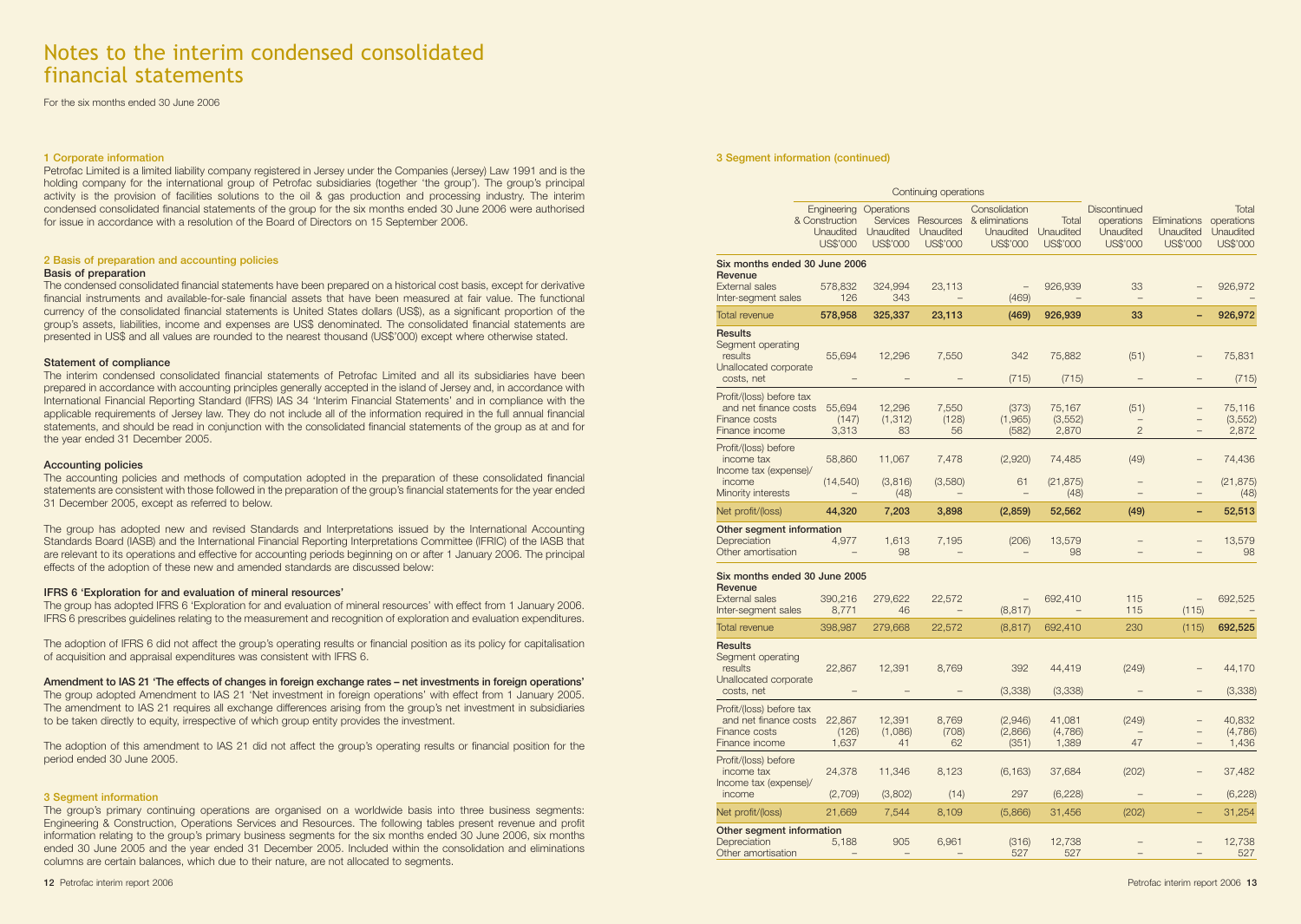# Notes to the interim condensed consolidated financial statements

For the six months ended 30 June 2006

### 1 Corporate information

Petrofac Limited is a limited liability company registered in Jersey under the Companies (Jersey) Law 1991 and is the holding company for the international group of Petrofac subsidiaries (together 'the group'). The group's principal activity is the provision of facilities solutions to the oil & gas production and processing industry. The interim condensed consolidated financial statements of the group for the six months ended 30 June 2006 were authorised for issue in accordance with a resolution of the Board of Directors on 15 September 2006.

### 2 Basis of preparation and accounting policies

**Basis of preparation**

The condensed consolidated financial statements have been prepared on a historical cost basis, except for derivative financial instruments and available-for-sale financial assets that have been measured at fair value. The functional currency of the consolidated financial statements is United States dollars (US$), as a significant proportion of the group's assets, liabilities, income and expenses are US$ denominated. The consolidated financial statements are presented in US$ and all values are rounded to the nearest thousand (US$'000) except where otherwise stated.

**Statement of compliance**

The interim condensed consolidated financial statements of Petrofac Limited and all its subsidiaries have been prepared in accordance with accounting principles generally accepted in the island of Jersey and, in accordance with International Financial Reporting Standard (IFRS) IAS 34 'Interim Financial Statements' and in compliance with the applicable requirements of Jersey law. They do not include all of the information required in the full annual financial statements, and should be read in conjunction with the consolidated financial statements of the group as at and for the year ended 31 December 2005.

**Accounting policies**

The accounting policies and methods of computation adopted in the preparation of these consolidated financial statements are consistent with those followed in the preparation of the group's financial statements for the year ended 31 December 2005, except as referred to below.

The group has adopted new and revised Standards and Interpretations issued by the International Accounting Standards Board (IASB) and the International Financial Reporting Interpretations Committee (IFRIC) of the IASB that are relevant to its operations and effective for accounting periods beginning on or after 1 January 2006. The principal effects of the adoption of these new and amended standards are discussed below:

**IFRS 6 'Exploration for and evaluation of mineral resources'**

The group has adopted IFRS 6 'Exploration for and evaluation of mineral resources' with effect from 1 January 2006. IFRS 6 prescribes guidelines relating to the measurement and recognition of exploration and evaluation expenditures.

The adoption of IFRS 6 did not affect the group's operating results or financial position as its policy for capitalisation of acquisition and appraisal expenditures was consistent with IFRS 6.

**Amendment to IAS 21 'The effects of changes in foreign exchange rates – net investments in foreign operations'**

The group adopted Amendment to IAS 21 'Net investment in foreign operations' with effect from 1 January 2005. The amendment to IAS 21 requires all exchange differences arising from the group's net investment in subsidiaries to be taken directly to equity, irrespective of which group entity provides the investment.

The adoption of this amendment to IAS 21 did not affect the group's operating results or financial position for the period ended 30 June 2005.

### 3 Segment information

The group's primary continuing operations are organised on a worldwide basis into three business segments: Engineering & Construction, Operations Services and Resources. The following tables present revenue and profit information relating to the group's primary business segments for the six months ended 30 June 2006, six months ended 30 June 2005 and the year ended 31 December 2005. Included within the consolidation and eliminations columns are certain balances, which due to their nature, are not allocated to segments.

### 3 Segment information (continued)

| | Continuing operations | | | | | | | |
|---|---|---|---|---|---|---|---|---|
| | Engineering & Construction Unaudited US$'000 | Operations Services Unaudited US$'000 | Resources Unaudited US$'000 | Consolidation & eliminations Unaudited US$'000 | Total Unaudited US$'000 | Discontinued operations Unaudited US$'000 | Eliminations Unaudited US$'000 | Total operations Unaudited US$'000 |
| **Six months ended 30 June 2006** | | | | | | | | |
| **Revenue** | | | | | | | | |
| External sales | 578,832 | 324,994 | 23,113 | – | 926,939 | 33 | – | 926,972 |
| Inter-segment sales | 126 | 343 | – | (469) | – | – | – | – |
| **Total revenue** | **578,958** | **325,337** | **23,113** | **(469)** | **926,939** | **33** | **–** | **926,972** |
| **Results** | | | | | | | | |
| Segment operating results | 55,694 | 12,296 | 7,550 | 342 | 75,882 | (51) | – | 75,831 |
| Unallocated corporate costs, net | – | – | – | (715) | (715) | – | – | (715) |
| Profit/(loss) before tax and net finance costs | 55,694 | 12,296 | 7,550 | (373) | 75,167 | (51) | – | 75,116 |
| Finance costs | (147) | (1,312) | (128) | (1,965) | (3,552) | – | – | (3,552) |
| Finance income | 3,313 | 83 | 56 | (582) | 2,870 | 2 | – | 2,872 |
| Profit/(loss) before income tax | 58,860 | 11,067 | 7,478 | (2,920) | 74,485 | (49) | – | 74,436 |
| Income tax (expense)/income | (14,540) | (3,816) | (3,580) | 61 | (21,875) | – | – | (21,875) |
| Minority interests | – | (48) | – | – | (48) | – | – | (48) |
| **Net profit/(loss)** | **44,320** | **7,203** | **3,898** | **(2,859)** | **52,562** | **(49)** | **–** | **52,513** |
| **Other segment information** | | | | | | | | |
| Depreciation | 4,977 | 1,613 | 7,195 | (206) | 13,579 | – | – | 13,579 |
| Other amortisation | – | 98 | – | – | 98 | – | – | 98 |
| **Six months ended 30 June 2005** | | | | | | | | |
| **Revenue** | | | | | | | | |
| External sales | 390,216 | 279,622 | 22,572 | – | 692,410 | 115 | – | 692,525 |
| Inter-segment sales | 8,771 | 46 | – | (8,817) | – | 115 | (115) | – |
| **Total revenue** | 398,987 | 279,668 | 22,572 | (8,817) | 692,410 | 230 | (115) | **692,525** |
| **Results** | | | | | | | | |
| Segment operating results | 22,867 | 12,391 | 8,769 | 392 | 44,419 | (249) | – | 44,170 |
| Unallocated corporate costs, net | – | – | – | (3,338) | (3,338) | – | – | (3,338) |
| Profit/(loss) before tax and net finance costs | 22,867 | 12,391 | 8,769 | (2,946) | 41,081 | (249) | – | 40,832 |
| Finance costs | (126) | (1,086) | (708) | (2,866) | (4,786) | – | – | (4,786) |
| Finance income | 1,637 | 41 | 62 | (351) | 1,389 | 47 | – | 1,436 |
| Profit/(loss) before income tax | 24,378 | 11,346 | 8,123 | (6,163) | 37,684 | (202) | – | 37,482 |
| Income tax (expense)/income | (2,709) | (3,802) | (14) | 297 | (6,228) | – | – | (6,228) |
| Net profit/(loss) | 21,669 | 7,544 | 8,109 | (5,866) | 31,456 | (202) | – | 31,254 |
| **Other segment information** | | | | | | | | |
| Depreciation | 5,188 | 905 | 6,961 | (316) | 12,738 | – | – | 12,738 |
| Other amortisation | – | – | – | 527 | 527 | – | – | 527 |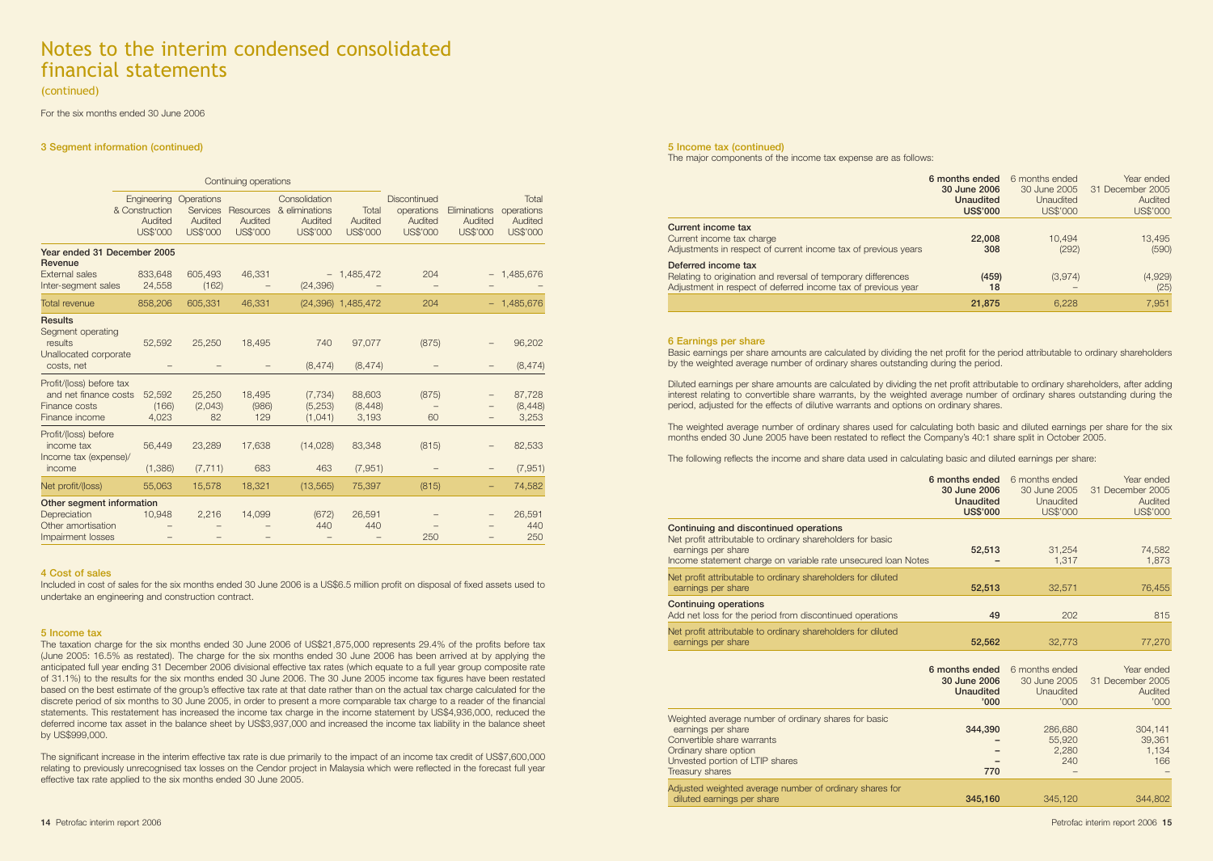# Notes to the interim condensed consolidated financial statements

(continued)

For the six months ended 30 June 2006

### 3 Segment information (continued)

| | Continuing operations | | | | | Discontinued operations | Eliminations | Total operations |
|---|---|---|---|---|---|---|---|---|
| | Engineering & Construction Audited US$'000 | Operations Services Audited US$'000 | Resources Audited US$'000 | Consolidation & eliminations Audited US$'000 | Total Audited US$'000 | Discontinued operations Audited US$'000 | Eliminations Audited US$'000 | Total operations Audited US$'000 |
| **Year ended 31 December 2005** | | | | | | | | |
| **Revenue** | | | | | | | | |
| External sales | 833,648 | 605,493 | 46,331 | – | 1,485,472 | 204 | – | 1,485,676 |
| Inter-segment sales | 24,558 | (162) | – | (24,396) | – | – | – | – |
| Total revenue | 858,206 | 605,331 | 46,331 | (24,396) | 1,485,472 | 204 | – | 1,485,676 |
| **Results** | | | | | | | | |
| Segment operating results | 52,592 | 25,250 | 18,495 | 740 | 97,077 | (875) | – | 96,202 |
| Unallocated corporate costs, net | – | – | – | (8,474) | (8,474) | – | – | (8,474) |
| Profit/(loss) before tax and net finance costs | 52,592 | 25,250 | 18,495 | (7,734) | 88,603 | (875) | – | 87,728 |
| Finance costs | (166) | (2,043) | (986) | (5,253) | (8,448) | – | – | (8,448) |
| Finance income | 4,023 | 82 | 129 | (1,041) | 3,193 | 60 | – | 3,253 |
| Profit/(loss) before income tax | 56,449 | 23,289 | 17,638 | (14,028) | 83,348 | (815) | – | 82,533 |
| Income tax (expense)/income | (1,386) | (7,711) | 683 | 463 | (7,951) | – | – | (7,951) |
| Net profit/(loss) | 55,063 | 15,578 | 18,321 | (13,565) | 75,397 | (815) | – | 74,582 |
| **Other segment information** | | | | | | | | |
| Depreciation | 10,948 | 2,216 | 14,099 | (672) | 26,591 | – | – | 26,591 |
| Other amortisation | – | – | – | 440 | 440 | – | – | 440 |
| Impairment losses | – | – | – | – | – | 250 | – | 250 |

### 4 Cost of sales

Included in cost of sales for the six months ended 30 June 2006 is a US$6.5 million profit on disposal of fixed assets used to undertake an engineering and construction contract.

### 5 Income tax

The taxation charge for the six months ended 30 June 2006 of US$21,875,000 represents 29.4% of the profits before tax (June 2005: 16.5% as restated). The charge for the six months ended 30 June 2006 has been arrived at by applying the anticipated full year ending 31 December 2006 divisional effective tax rates (which equate to a full year group composite rate of 31.1%) to the results for the six months ended 30 June 2006. The 30 June 2005 income tax figures have been restated based on the best estimate of the group's effective tax rate at that date rather than on the actual tax charge calculated for the discrete period of six months to 30 June 2005, in order to present a more comparable tax charge to a reader of the financial statements. This restatement has increased the income tax charge in the income statement by US$4,936,000, reduced the deferred income tax asset in the balance sheet by US$3,937,000 and increased the income tax liability in the balance sheet by US$999,000.

The significant increase in the interim effective tax rate is due primarily to the impact of an income tax credit of US$7,600,000 relating to previously unrecognised tax losses on the Cendor project in Malaysia which were reflected in the forecast full year effective tax rate applied to the six months ended 30 June 2005.

### 5 Income tax (continued)

The major components of the income tax expense are as follows:

| | **6 months ended 30 June 2006 Unaudited US$'000** | 6 months ended 30 June 2005 Unaudited US$'000 | Year ended 31 December 2005 Audited US$'000 |
|---|---|---|---|
| **Current income tax** | | | |
| Current income tax charge | **22,008** | 10,494 | 13,495 |
| Adjustments in respect of current income tax of previous years | **308** | (292) | (590) |
| **Deferred income tax** | | | |
| Relating to origination and reversal of temporary differences | **(459)** | (3,974) | (4,929) |
| Adjustment in respect of deferred income tax of previous year | **18** | – | (25) |
| | **21,875** | 6,228 | 7,951 |

### 6 Earnings per share

Basic earnings per share amounts are calculated by dividing the net profit for the period attributable to ordinary shareholders by the weighted average number of ordinary shares outstanding during the period.

Diluted earnings per share amounts are calculated by dividing the net profit attributable to ordinary shareholders, after adding interest relating to convertible share warrants, by the weighted average number of ordinary shares outstanding during the period, adjusted for the effects of dilutive warrants and options on ordinary shares.

The weighted average number of ordinary shares used for calculating both basic and diluted earnings per share for the six months ended 30 June 2005 have been restated to reflect the Company's 40:1 share split in October 2005.

The following reflects the income and share data used in calculating basic and diluted earnings per share:

| | **6 months ended 30 June 2006 Unaudited US$'000** | 6 months ended 30 June 2005 Unaudited US$'000 | Year ended 31 December 2005 Audited US$'000 |
|---|---|---|---|
| **Continuing and discontinued operations** | | | |
| Net profit attributable to ordinary shareholders for basic earnings per share | **52,513** | 31,254 | 74,582 |
| Income statement charge on variable rate unsecured loan Notes | **–** | 1,317 | 1,873 |
| Net profit attributable to ordinary shareholders for diluted earnings per share | **52,513** | 32,571 | 76,455 |
| **Continuing operations** | | | |
| Add net loss for the period from discontinued operations | **49** | 202 | 815 |
| Net profit attributable to ordinary shareholders for diluted earnings per share | **52,562** | 32,773 | 77,270 |

| | **6 months ended 30 June 2006 Unaudited '000** | 6 months ended 30 June 2005 Unaudited '000 | Year ended 31 December 2005 Audited '000 |
|---|---|---|---|
| Weighted average number of ordinary shares for basic earnings per share | **344,390** | 286,680 | 304,141 |
| Convertible share warrants | **–** | 55,920 | 39,361 |
| Ordinary share option | **–** | 2,280 | 1,134 |
| Unvested portion of LTIP shares | **–** | 240 | 166 |
| Treasury shares | **770** | – | – |
| Adjusted weighted average number of ordinary shares for diluted earnings per share | **345,160** | 345,120 | 344,802 |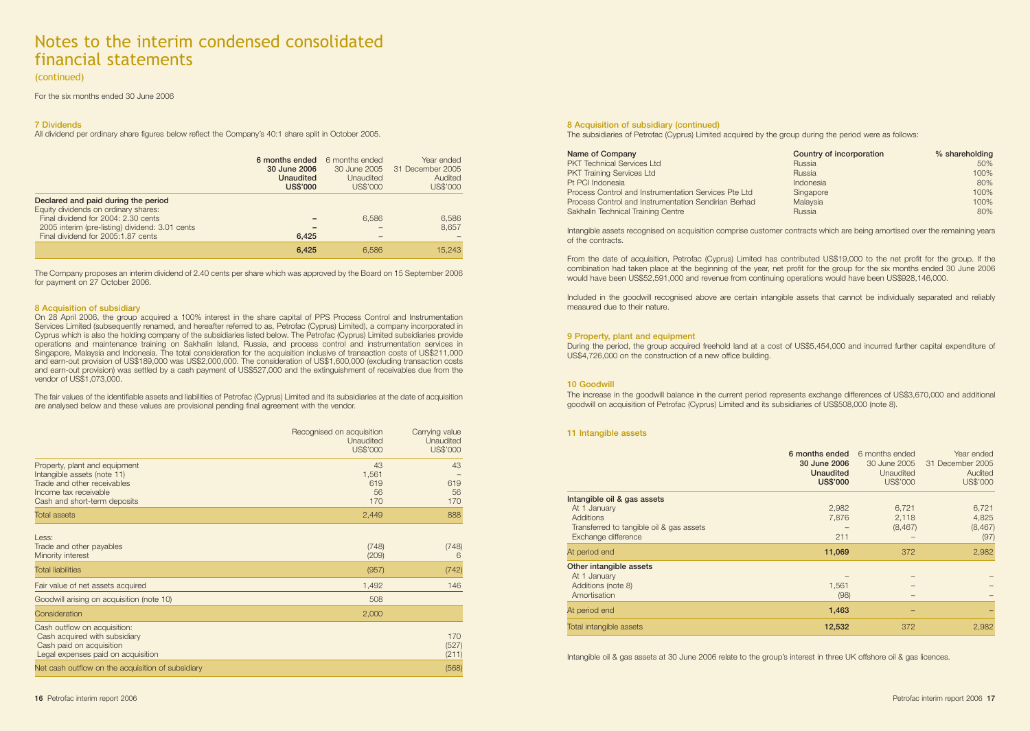# Notes to the interim condensed consolidated financial statements

(continued)

For the six months ended 30 June 2006

### 7 Dividends

All dividend per ordinary share figures below reflect the Company's 40:1 share split in October 2005.

| | **6 months ended 30 June 2006 Unaudited US$'000** | 6 months ended 30 June 2005 Unaudited US$'000 | Year ended 31 December 2005 Audited US$'000 |
|---|---|---|---|
| **Declared and paid during the period** | | | |
| Equity dividends on ordinary shares: | | | |
| Final dividend for 2004: 2.30 cents | **–** | 6,586 | 6,586 |
| 2005 interim (pre-listing) dividend: 3.01 cents | **–** | – | 8,657 |
| Final dividend for 2005:1.87 cents | **6,425** | – | – |
| | **6,425** | 6,586 | 15,243 |

The Company proposes an interim dividend of 2.40 cents per share which was approved by the Board on 15 September 2006 for payment on 27 October 2006.

### 8 Acquisition of subsidiary

On 28 April 2006, the group acquired a 100% interest in the share capital of PPS Process Control and Instrumentation Services Limited (subsequently renamed, and hereafter referred to as, Petrofac (Cyprus) Limited), a company incorporated in Cyprus which is also the holding company of the subsidiaries listed below. The Petrofac (Cyprus) Limited subsidiaries provide operations and maintenance training on Sakhalin Island, Russia, and process control and instrumentation services in Singapore, Malaysia and Indonesia. The total consideration for the acquisition inclusive of transaction costs of US$211,000 and earn-out provision of US$189,000 was US$2,000,000. The consideration of US$1,600,000 (excluding transaction costs and earn-out provision) was settled by a cash payment of US$527,000 and the extinguishment of receivables due from the vendor of US$1,073,000.

The fair values of the identifiable assets and liabilities of Petrofac (Cyprus) Limited and its subsidiaries at the date of acquisition are analysed below and these values are provisional pending final agreement with the vendor.

| | Recognised on acquisition Unaudited US$'000 | Carrying value Unaudited US$'000 |
|---|---|---|
| Property, plant and equipment | 43 | 43 |
| Intangible assets (note 11) | 1,561 | – |
| Trade and other receivables | 619 | 619 |
| Income tax receivable | 56 | 56 |
| Cash and short-term deposits | 170 | 170 |
| Total assets | 2,449 | 888 |
| Less: | | |
| Trade and other payables | (748) | (748) |
| Minority interest | (209) | 6 |
| Total liabilities | (957) | (742) |
| Fair value of net assets acquired | 1,492 | 146 |
| Goodwill arising on acquisition (note 10) | 508 | |
| Consideration | 2,000 | |
| Cash outflow on acquisition: | | |
| Cash acquired with subsidiary | | 170 |
| Cash paid on acquisition | | (527) |
| Legal expenses paid on acquisition | | (211) |
| Net cash outflow on the acquisition of subsidiary | | (568) |

### 8 Acquisition of subsidiary (continued)

The subsidiaries of Petrofac (Cyprus) Limited acquired by the group during the period were as follows:

| Name of Company | Country of incorporation | % shareholding |
|---|---|---|
| PKT Technical Services Ltd | Russia | 50% |
| PKT Training Services Ltd | Russia | 100% |
| Pt PCI Indonesia | Indonesia | 80% |
| Process Control and Instrumentation Services Pte Ltd | Singapore | 100% |
| Process Control and Instrumentation Sendirian Berhad | Malaysia | 100% |
| Sakhalin Technical Training Centre | Russia | 80% |

Intangible assets recognised on acquisition comprise customer contracts which are being amortised over the remaining years of the contracts.

From the date of acquisition, Petrofac (Cyprus) Limited has contributed US$19,000 to the net profit for the group. If the combination had taken place at the beginning of the year, net profit for the group for the six months ended 30 June 2006 would have been US$52,591,000 and revenue from continuing operations would have been US$928,146,000.

Included in the goodwill recognised above are certain intangible assets that cannot be individually separated and reliably measured due to their nature.

### 9 Property, plant and equipment

During the period, the group acquired freehold land at a cost of US$5,454,000 and incurred further capital expenditure of US$4,726,000 on the construction of a new office building.

### 10 Goodwill

The increase in the goodwill balance in the current period represents exchange differences of US$3,670,000 and additional goodwill on acquisition of Petrofac (Cyprus) Limited and its subsidiaries of US$508,000 (note 8).

### 11 Intangible assets

| | **6 months ended 30 June 2006 Unaudited US$'000** | 6 months ended 30 June 2005 Unaudited US$'000 | Year ended 31 December 2005 Audited US$'000 |
|---|---|---|---|
| **Intangible oil & gas assets** | | | |
| At 1 January | 2,982 | 6,721 | 6,721 |
| Additions | 7,876 | 2,118 | 4,825 |
| Transferred to tangible oil & gas assets | – | (8,467) | (8,467) |
| Exchange difference | 211 | – | (97) |
| At period end | **11,069** | 372 | 2,982 |
| **Other intangible assets** | | | |
| At 1 January | – | – | – |
| Additions (note 8) | 1,561 | – | – |
| Amortisation | (98) | – | – |
| At period end | **1,463** | – | – |
| Total intangible assets | **12,532** | 372 | 2,982 |

Intangible oil & gas assets at 30 June 2006 relate to the group's interest in three UK offshore oil & gas licences.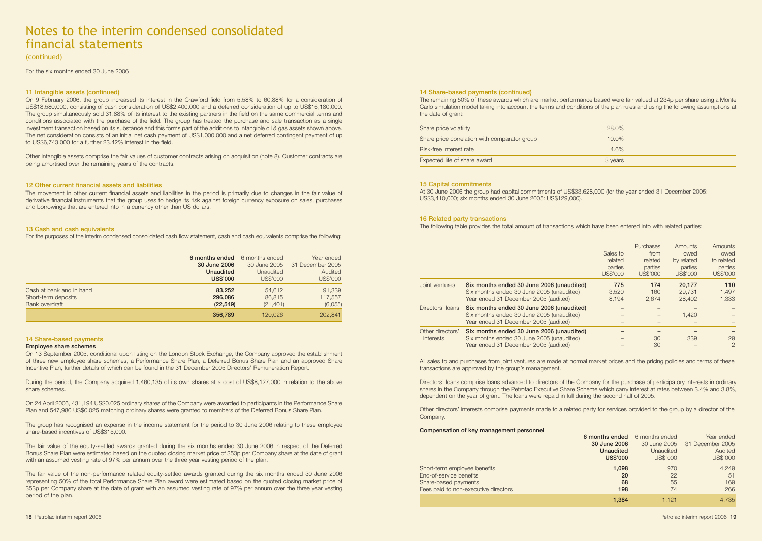# Notes to the interim condensed consolidated financial statements

(continued)

For the six months ended 30 June 2006

### 11 Intangible assets (continued)

On 9 February 2006, the group increased its interest in the Crawford field from 5.58% to 60.88% for a consideration of US$18,580,000, consisting of cash consideration of US$2,400,000 and a deferred consideration of up to US$16,180,000. The group simultaneously sold 31.88% of its interest to the existing partners in the field on the same commercial terms and conditions associated with the purchase of the field. The group has treated the purchase and sale transaction as a single investment transaction based on its substance and this forms part of the additions to intangible oil & gas assets shown above. The net consideration consists of an initial net cash payment of US$1,000,000 and a net deferred contingent payment of up to US$6,743,000 for a further 23.42% interest in the field.

Other intangible assets comprise the fair values of customer contracts arising on acquisition (note 8). Customer contracts are being amortised over the remaining years of the contracts.

### 12 Other current financial assets and liabilities

The movement in other current financial assets and liabilities in the period is primarily due to changes in the fair value of derivative financial instruments that the group uses to hedge its risk against foreign currency exposure on sales, purchases and borrowings that are entered into in a currency other than US dollars.

### 13 Cash and cash equivalents

For the purposes of the interim condensed consolidated cash flow statement, cash and cash equivalents comprise the following:

| | **6 months ended 30 June 2006 Unaudited US$'000** | 6 months ended 30 June 2005 Unaudited US$'000 | Year ended 31 December 2005 Audited US$'000 |
|---|---|---|---|
| Cash at bank and in hand | **83,252** | 54,612 | 91,339 |
| Short-term deposits | **296,086** | 86,815 | 117,557 |
| Bank overdraft | **(22,549)** | (21,401) | (6,055) |
| | **356,789** | 120,026 | 202,841 |

### 14 Share-based payments

**Employee share schemes**

On 13 September 2005, conditional upon listing on the London Stock Exchange, the Company approved the establishment of three new employee share schemes, a Performance Share Plan, a Deferred Bonus Share Plan and an approved Share Incentive Plan, further details of which can be found in the 31 December 2005 Directors' Remuneration Report.

During the period, the Company acquired 1,460,135 of its own shares at a cost of US$8,127,000 in relation to the above share schemes.

On 24 April 2006, 431,194 US$0.025 ordinary shares of the Company were awarded to participants in the Performance Share Plan and 547,980 US$0.025 matching ordinary shares were granted to members of the Deferred Bonus Share Plan.

The group has recognised an expense in the income statement for the period to 30 June 2006 relating to these employee share-based incentives of US$315,000.

The fair value of the equity-settled awards granted during the six months ended 30 June 2006 in respect of the Deferred Bonus Share Plan were estimated based on the quoted closing market price of 353p per Company share at the date of grant with an assumed vesting rate of 97% per annum over the three year vesting period of the plan.

The fair value of the non-performance related equity-settled awards granted during the six months ended 30 June 2006 representing 50% of the total Performance Share Plan award were estimated based on the quoted closing market price of 353p per Company share at the date of grant with an assumed vesting rate of 97% per annum over the three year vesting period of the plan.

### 14 Share-based payments (continued)

The remaining 50% of these awards which are market performance based were fair valued at 234p per share using a Monte Carlo simulation model taking into account the terms and conditions of the plan rules and using the following assumptions at the date of grant:

| | |
|---|---|
| Share price volatility | 28.0% |
| Share price correlation with comparator group | 10.0% |
| Risk-free interest rate | 4.6% |
| Expected life of share award | 3 years |

### 15 Capital commitments

At 30 June 2006 the group had capital commitments of US$33,628,000 (for the year ended 31 December 2005: US$3,410,000; six months ended 30 June 2005: US$129,000).

### 16 Related party transactions

The following table provides the total amount of transactions which have been entered into with related parties:

| | | Sales to related parties US$'000 | Purchases from related parties US$'000 | Amounts owed by related parties US$'000 | Amounts owed to related parties US$'000 |
|---|---|---|---|---|---|
| Joint ventures | **Six months ended 30 June 2006 (unaudited)** | **775** | **174** | **20,177** | **110** |
| | Six months ended 30 June 2005 (unaudited) | 3,520 | 160 | 29,731 | 1,497 |
| | Year ended 31 December 2005 (audited) | 8,194 | 2,674 | 28,402 | 1,333 |
| Directors' loans | **Six months ended 30 June 2006 (unaudited)** | **–** | **–** | **–** | **–** |
| | Six months ended 30 June 2005 (unaudited) | – | – | 1,420 | – |
| | Year ended 31 December 2005 (audited) | – | – | – | – |
| Other directors' interests | **Six months ended 30 June 2006 (unaudited)** | **–** | **–** | **–** | **–** |
| | Six months ended 30 June 2005 (unaudited) | – | 30 | 339 | 29 |
| | Year ended 31 December 2005 (audited) | – | 30 | – | 2 |

All sales to and purchases from joint ventures are made at normal market prices and the pricing policies and terms of these transactions are approved by the group's management.

Directors' loans comprise loans advanced to directors of the Company for the purchase of participatory interests in ordinary shares in the Company through the Petrofac Executive Share Scheme which carry interest at rates between 3.4% and 3.8%, dependent on the year of grant. The loans were repaid in full during the second half of 2005.

Other directors' interests comprise payments made to a related party for services provided to the group by a director of the Company.

**Compensation of key management personnel**

| | **6 months ended 30 June 2006 Unaudited US$'000** | 6 months ended 30 June 2005 Unaudited US$'000 | Year ended 31 December 2005 Audited US$'000 |
|---|---|---|---|
| Short-term employee benefits | **1,098** | 970 | 4,249 |
| End-of-service benefits | **20** | 22 | 51 |
| Share-based payments | **68** | 55 | 169 |
| Fees paid to non-executive directors | **198** | 74 | 266 |
| | **1,384** | 1,121 | 4,735 |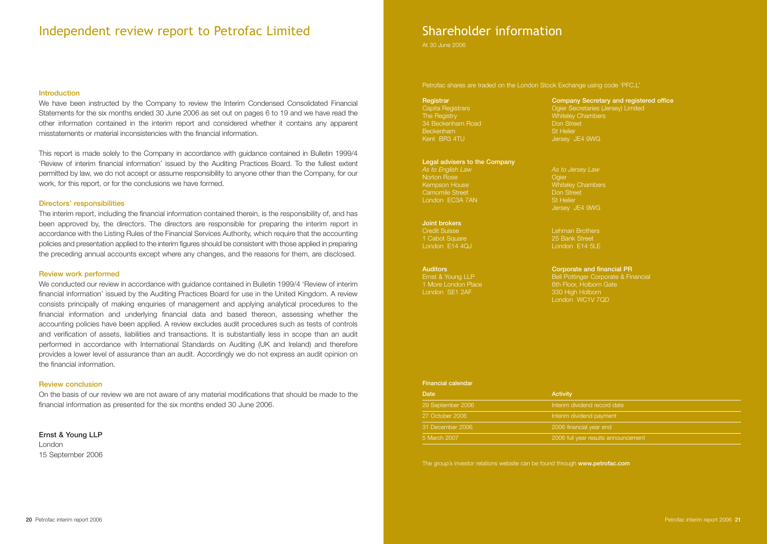# Independent review report to Petrofac Limited

### Introduction

We have been instructed by the Company to review the Interim Condensed Consolidated Financial Statements for the six months ended 30 June 2006 as set out on pages 6 to 19 and we have read the other information contained in the interim report and considered whether it contains any apparent misstatements or material inconsistencies with the financial information.

This report is made solely to the Company in accordance with guidance contained in Bulletin 1999/4 'Review of interim financial information' issued by the Auditing Practices Board. To the fullest extent permitted by law, we do not accept or assume responsibility to anyone other than the Company, for our work, for this report, or for the conclusions we have formed.

### Directors' responsibilities

The interim report, including the financial information contained therein, is the responsibility of, and has been approved by, the directors. The directors are responsible for preparing the interim report in accordance with the Listing Rules of the Financial Services Authority, which require that the accounting policies and presentation applied to the interim figures should be consistent with those applied in preparing the preceding annual accounts except where any changes, and the reasons for them, are disclosed.

### Review work performed

We conducted our review in accordance with guidance contained in Bulletin 1999/4 'Review of interim financial information' issued by the Auditing Practices Board for use in the United Kingdom. A review consists principally of making enquiries of management and applying analytical procedures to the financial information and underlying financial data and based thereon, assessing whether the accounting policies have been applied. A review excludes audit procedures such as tests of controls and verification of assets, liabilities and transactions. It is substantially less in scope than an audit performed in accordance with International Standards on Auditing (UK and Ireland) and therefore provides a lower level of assurance than an audit. Accordingly we do not express an audit opinion on the financial information.

### Review conclusion

On the basis of our review we are not aware of any material modifications that should be made to the financial information as presented for the six months ended 30 June 2006.

**Ernst & Young LLP**
London
15 September 2006

# Shareholder information

At 30 June 2006

Petrofac shares are traded on the London Stock Exchange using code 'PFC.L'

**Registrar**
Capita Registrars
The Registry
34 Beckenham Road
Beckenham
Kent BR3 4TU

**Company Secretary and registered office**
Ogier Secretaries (Jersey) Limited
Whiteley Chambers
Don Street
St Helier
Jersey JE4 9WG

**Legal advisers to the Company**

*As to English Law*
Norton Rose
Kempson House
Camomile Street
London EC3A 7AN

*As to Jersey Law*
Ogier
Whiteley Chambers
Don Street
St Helier
Jersey JE4 9WG

**Joint brokers**

Credit Suisse
1 Cabot Square
London E14 4QJ

Lehman Brothers
25 Bank Street
London E14 5LE

**Auditors**
Ernst & Young LLP
1 More London Place
London SE1 2AF

**Corporate and financial PR**
Bell Pottinger Corporate & Financial
6th Floor, Holborn Gate
330 High Holborn
London WC1V 7QD

**Financial calendar**

| Date | Activity |
|---|---|
| 29 September 2006 | Interim dividend record date |
| 27 October 2006 | Interim dividend payment |
| 31 December 2006 | 2006 financial year end |
| 5 March 2007 | 2006 full year results announcement |

The group's investor relations website can be found through **www.petrofac.com**